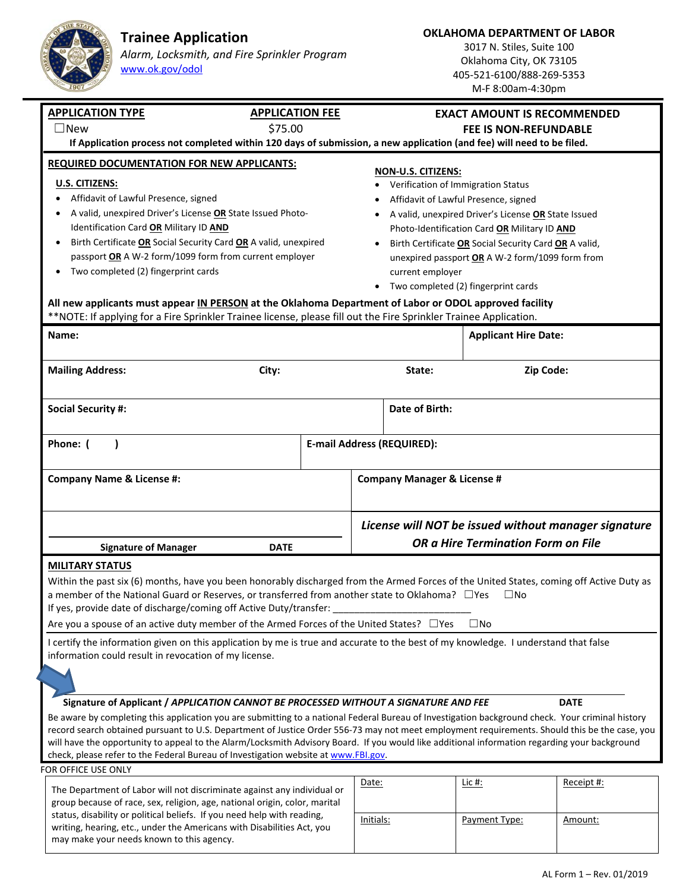# Trainee Application

*Alarm, Locksmith, and Fire Sprinkler Program*

www.ok.gov/odol

**OKLAHOMA DEPARTMENT OF LABOR**
3017 N. Stiles, Suite 100
Oklahoma City, OK 73105
405-521-6100/888-269-5353
M-F 8:00am-4:30pm

| APPLICATION TYPE | APPLICATION FEE | EXACT AMOUNT IS RECOMMENDED |
|---|---|---|
| ☐New | $75.00 | FEE IS NON-REFUNDABLE |

**If Application process not completed within 120 days of submission, a new application (and fee) will need to be filed.**

**REQUIRED DOCUMENTATION FOR NEW APPLICANTS:**

**U.S. CITIZENS:**
- Affidavit of Lawful Presence, signed
- A valid, unexpired Driver's License **OR** State Issued Photo-Identification Card **OR** Military ID **AND**
- Birth Certificate **OR** Social Security Card **OR** A valid, unexpired passport **OR** A W-2 form/1099 form from current employer
- Two completed (2) fingerprint cards

**NON-U.S. CITIZENS:**
- Verification of Immigration Status
- Affidavit of Lawful Presence, signed
- A valid, unexpired Driver's License **OR** State Issued Photo-Identification Card **OR** Military ID **AND**
- Birth Certificate **OR** Social Security Card **OR** A valid, unexpired passport **OR** A W-2 form/1099 form from current employer
- Two completed (2) fingerprint cards

**All new applicants must appear IN PERSON at the Oklahoma Department of Labor or ODOL approved facility**
**NOTE: If applying for a Fire Sprinkler Trainee license, please fill out the Fire Sprinkler Trainee Application.

| Name: | | | Applicant Hire Date: |
|---|---|---|---|
| Mailing Address: | City: | State: | Zip Code: |
| Social Security #: | | Date of Birth: | |
| Phone: ( ) | E-mail Address (REQUIRED): | | |
| Company Name & License #: | | Company Manager & License # | |

Signature of Manager ____________ DATE ____________

***License will NOT be issued without manager signature OR a Hire Termination Form on File***

**MILITARY STATUS**

Within the past six (6) months, have you been honorably discharged from the Armed Forces of the United States, coming off Active Duty as a member of the National Guard or Reserves, or transferred from another state to Oklahoma? ☐Yes ☐No

If yes, provide date of discharge/coming off Active Duty/transfer: ________________________

Are you a spouse of an active duty member of the Armed Forces of the United States? ☐Yes ☐No

I certify the information given on this application by me is true and accurate to the best of my knowledge. I understand that false information could result in revocation of my license.

**Signature of Applicant / *APPLICATION CANNOT BE PROCESSED WITHOUT A SIGNATURE AND FEE*** **DATE**

Be aware by completing this application you are submitting to a national Federal Bureau of Investigation background check. Your criminal history record search obtained pursuant to U.S. Department of Justice Order 556-73 may not meet employment requirements. Should this be the case, you will have the opportunity to appeal to the Alarm/Locksmith Advisory Board. If you would like additional information regarding your background check, please refer to the Federal Bureau of Investigation website at www.FBI.gov.

FOR OFFICE USE ONLY

The Department of Labor will not discriminate against any individual or group because of race, sex, religion, age, national origin, color, marital status, disability or political beliefs. If you need help with reading, writing, hearing, etc., under the Americans with Disabilities Act, you may make your needs known to this agency.

| Date: | Lic #: | Receipt #: |
|---|---|---|
| Initials: | Payment Type: | Amount: |

AL Form 1 – Rev. 01/2019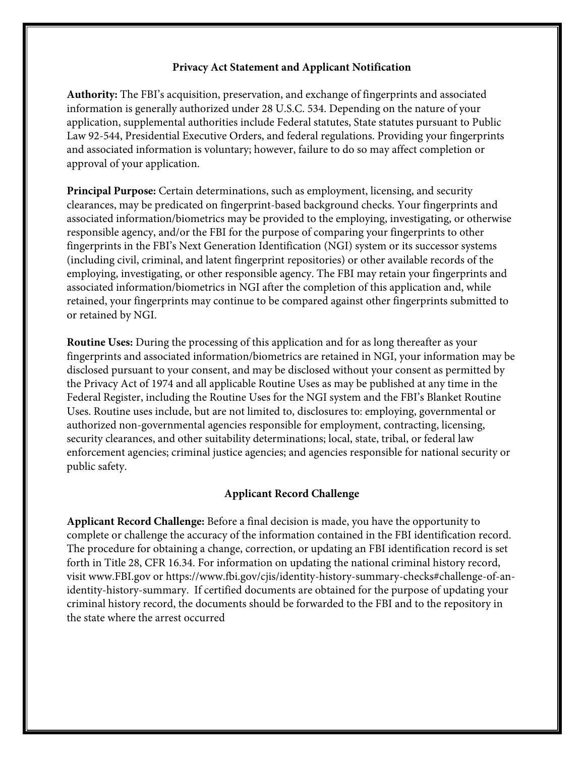## Privacy Act Statement and Applicant Notification

**Authority:** The FBI's acquisition, preservation, and exchange of fingerprints and associated information is generally authorized under 28 U.S.C. 534. Depending on the nature of your application, supplemental authorities include Federal statutes, State statutes pursuant to Public Law 92-544, Presidential Executive Orders, and federal regulations. Providing your fingerprints and associated information is voluntary; however, failure to do so may affect completion or approval of your application.

**Principal Purpose:** Certain determinations, such as employment, licensing, and security clearances, may be predicated on fingerprint-based background checks. Your fingerprints and associated information/biometrics may be provided to the employing, investigating, or otherwise responsible agency, and/or the FBI for the purpose of comparing your fingerprints to other fingerprints in the FBI's Next Generation Identification (NGI) system or its successor systems (including civil, criminal, and latent fingerprint repositories) or other available records of the employing, investigating, or other responsible agency. The FBI may retain your fingerprints and associated information/biometrics in NGI after the completion of this application and, while retained, your fingerprints may continue to be compared against other fingerprints submitted to or retained by NGI.

**Routine Uses:** During the processing of this application and for as long thereafter as your fingerprints and associated information/biometrics are retained in NGI, your information may be disclosed pursuant to your consent, and may be disclosed without your consent as permitted by the Privacy Act of 1974 and all applicable Routine Uses as may be published at any time in the Federal Register, including the Routine Uses for the NGI system and the FBI's Blanket Routine Uses. Routine uses include, but are not limited to, disclosures to: employing, governmental or authorized non-governmental agencies responsible for employment, contracting, licensing, security clearances, and other suitability determinations; local, state, tribal, or federal law enforcement agencies; criminal justice agencies; and agencies responsible for national security or public safety.

## Applicant Record Challenge

**Applicant Record Challenge:** Before a final decision is made, you have the opportunity to complete or challenge the accuracy of the information contained in the FBI identification record. The procedure for obtaining a change, correction, or updating an FBI identification record is set forth in Title 28, CFR 16.34. For information on updating the national criminal history record, visit www.FBI.gov or https://www.fbi.gov/cjis/identity-history-summary-checks#challenge-of-an-identity-history-summary. If certified documents are obtained for the purpose of updating your criminal history record, the documents should be forwarded to the FBI and to the repository in the state where the arrest occurred